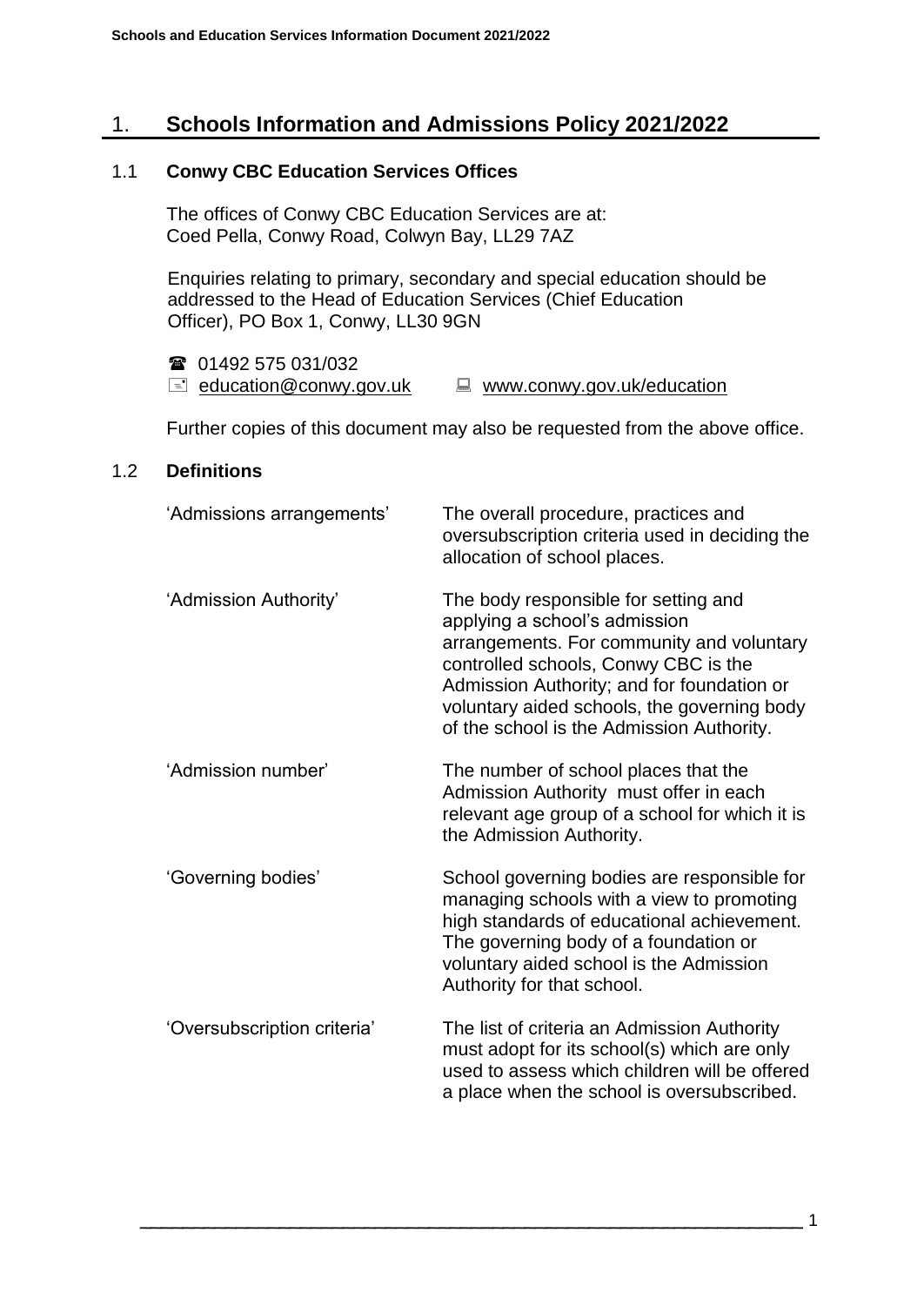# 1. Schools Information and Admissions Policy 2021/2022

## 1.1 Conwy CBC Education Services Offices

The offices of Conwy CBC Education Services are at:
Coed Pella, Conwy Road, Colwyn Bay, LL29 7AZ

Enquiries relating to primary, secondary and special education should be addressed to the Head of Education Services (Chief Education Officer), PO Box 1, Conwy, LL30 9GN

☎ 01492 575 031/032
education@conwy.gov.uk www.conwy.gov.uk/education

Further copies of this document may also be requested from the above office.

## 1.2 Definitions

| | |
|---|---|
| 'Admissions arrangements' | The overall procedure, practices and oversubscription criteria used in deciding the allocation of school places. |
| 'Admission Authority' | The body responsible for setting and applying a school's admission arrangements. For community and voluntary controlled schools, Conwy CBC is the Admission Authority; and for foundation or voluntary aided schools, the governing body of the school is the Admission Authority. |
| 'Admission number' | The number of school places that the Admission Authority must offer in each relevant age group of a school for which it is the Admission Authority. |
| 'Governing bodies' | School governing bodies are responsible for managing schools with a view to promoting high standards of educational achievement. The governing body of a foundation or voluntary aided school is the Admission Authority for that school. |
| 'Oversubscription criteria' | The list of criteria an Admission Authority must adopt for its school(s) which are only used to assess which children will be offered a place when the school is oversubscribed. |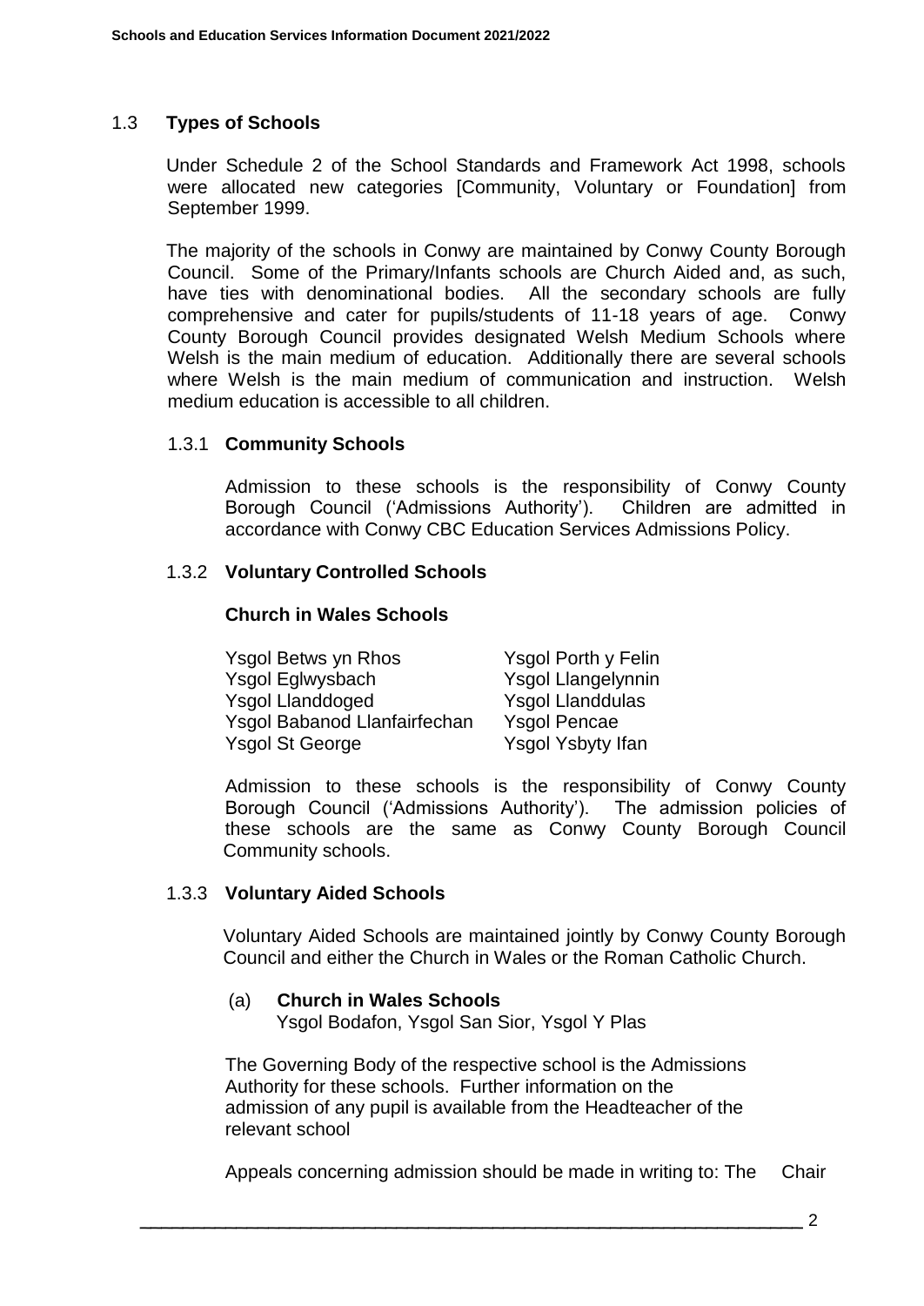## 1.3 **Types of Schools**

Under Schedule 2 of the School Standards and Framework Act 1998, schools were allocated new categories [Community, Voluntary or Foundation] from September 1999.

The majority of the schools in Conwy are maintained by Conwy County Borough Council. Some of the Primary/Infants schools are Church Aided and, as such, have ties with denominational bodies. All the secondary schools are fully comprehensive and cater for pupils/students of 11-18 years of age. Conwy County Borough Council provides designated Welsh Medium Schools where Welsh is the main medium of education. Additionally there are several schools where Welsh is the main medium of communication and instruction. Welsh medium education is accessible to all children.

### 1.3.1 **Community Schools**

Admission to these schools is the responsibility of Conwy County Borough Council ('Admissions Authority'). Children are admitted in accordance with Conwy CBC Education Services Admissions Policy.

### 1.3.2 **Voluntary Controlled Schools**

**Church in Wales Schools**

| | |
|---|---|
| Ysgol Betws yn Rhos | Ysgol Porth y Felin |
| Ysgol Eglwysbach | Ysgol Llangelynnin |
| Ysgol Llanddoged | Ysgol Llanddulas |
| Ysgol Babanod Llanfairfechan | Ysgol Pencae |
| Ysgol St George | Ysgol Ysbyty Ifan |

Admission to these schools is the responsibility of Conwy County Borough Council ('Admissions Authority'). The admission policies of these schools are the same as Conwy County Borough Council Community schools.

### 1.3.3 **Voluntary Aided Schools**

Voluntary Aided Schools are maintained jointly by Conwy County Borough Council and either the Church in Wales or the Roman Catholic Church.

(a) **Church in Wales Schools**
Ysgol Bodafon, Ysgol San Sior, Ysgol Y Plas

The Governing Body of the respective school is the Admissions Authority for these schools. Further information on the admission of any pupil is available from the Headteacher of the relevant school

Appeals concerning admission should be made in writing to: The Chair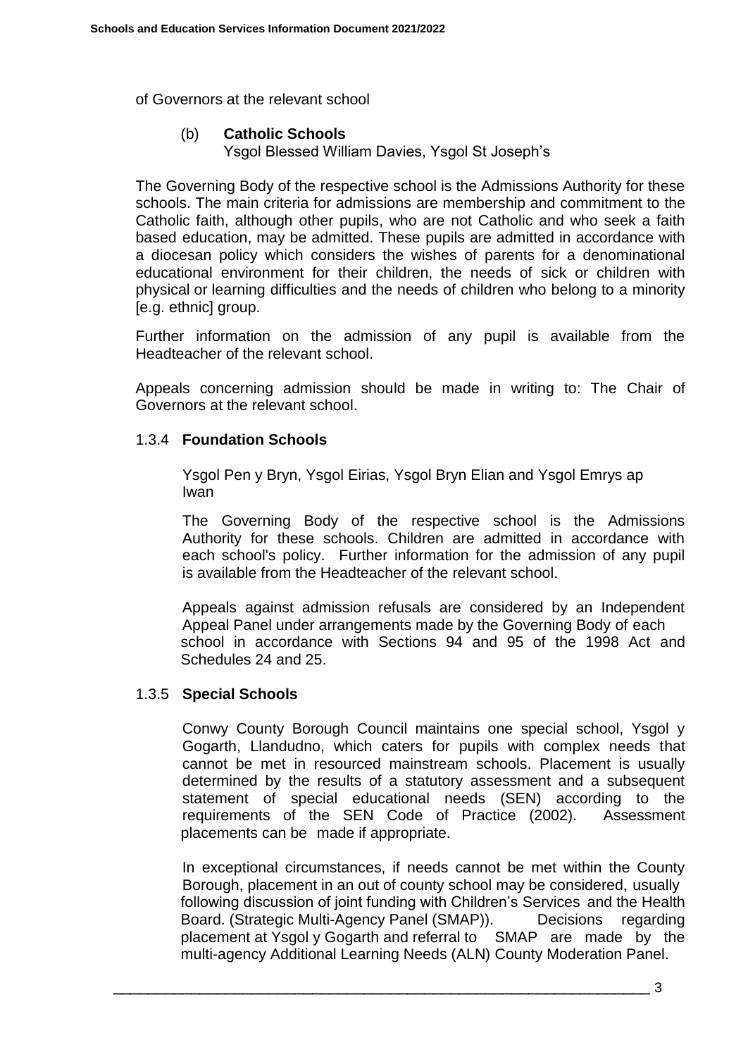of Governors at the relevant school

(b) **Catholic Schools**
Ysgol Blessed William Davies, Ysgol St Joseph's

The Governing Body of the respective school is the Admissions Authority for these schools. The main criteria for admissions are membership and commitment to the Catholic faith, although other pupils, who are not Catholic and who seek a faith based education, may be admitted. These pupils are admitted in accordance with a diocesan policy which considers the wishes of parents for a denominational educational environment for their children, the needs of sick or children with physical or learning difficulties and the needs of children who belong to a minority [e.g. ethnic] group.

Further information on the admission of any pupil is available from the Headteacher of the relevant school.

Appeals concerning admission should be made in writing to: The Chair of Governors at the relevant school.

### 1.3.4 **Foundation Schools**

Ysgol Pen y Bryn, Ysgol Eirias, Ysgol Bryn Elian and Ysgol Emrys ap Iwan

The Governing Body of the respective school is the Admissions Authority for these schools. Children are admitted in accordance with each school's policy. Further information for the admission of any pupil is available from the Headteacher of the relevant school.

Appeals against admission refusals are considered by an Independent Appeal Panel under arrangements made by the Governing Body of each school in accordance with Sections 94 and 95 of the 1998 Act and Schedules 24 and 25.

### 1.3.5 **Special Schools**

Conwy County Borough Council maintains one special school, Ysgol y Gogarth, Llandudno, which caters for pupils with complex needs that cannot be met in resourced mainstream schools. Placement is usually determined by the results of a statutory assessment and a subsequent statement of special educational needs (SEN) according to the requirements of the SEN Code of Practice (2002). Assessment placements can be made if appropriate.

In exceptional circumstances, if needs cannot be met within the County Borough, placement in an out of county school may be considered, usually following discussion of joint funding with Children's Services and the Health Board. (Strategic Multi-Agency Panel (SMAP)). Decisions regarding placement at Ysgol y Gogarth and referral to SMAP are made by the multi-agency Additional Learning Needs (ALN) County Moderation Panel.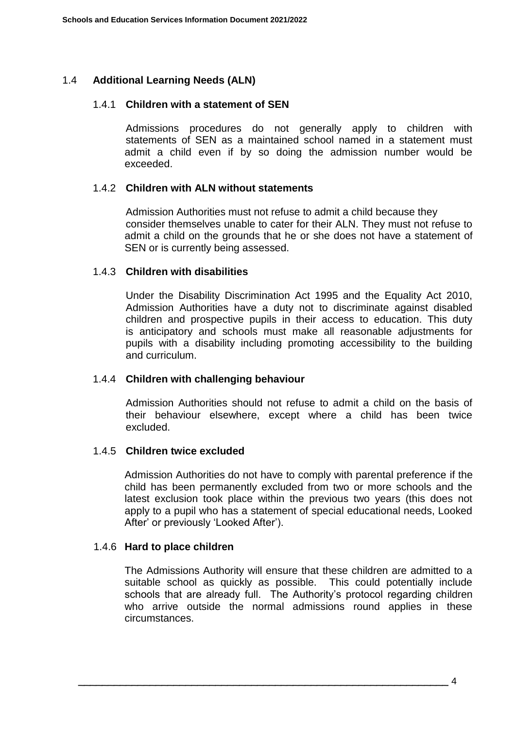## 1.4 Additional Learning Needs (ALN)

### 1.4.1 Children with a statement of SEN

Admissions procedures do not generally apply to children with statements of SEN as a maintained school named in a statement must admit a child even if by so doing the admission number would be exceeded.

### 1.4.2 Children with ALN without statements

Admission Authorities must not refuse to admit a child because they consider themselves unable to cater for their ALN. They must not refuse to admit a child on the grounds that he or she does not have a statement of SEN or is currently being assessed.

### 1.4.3 Children with disabilities

Under the Disability Discrimination Act 1995 and the Equality Act 2010, Admission Authorities have a duty not to discriminate against disabled children and prospective pupils in their access to education. This duty is anticipatory and schools must make all reasonable adjustments for pupils with a disability including promoting accessibility to the building and curriculum.

### 1.4.4 Children with challenging behaviour

Admission Authorities should not refuse to admit a child on the basis of their behaviour elsewhere, except where a child has been twice excluded.

### 1.4.5 Children twice excluded

Admission Authorities do not have to comply with parental preference if the child has been permanently excluded from two or more schools and the latest exclusion took place within the previous two years (this does not apply to a pupil who has a statement of special educational needs, Looked After' or previously 'Looked After').

### 1.4.6 Hard to place children

The Admissions Authority will ensure that these children are admitted to a suitable school as quickly as possible. This could potentially include schools that are already full. The Authority's protocol regarding children who arrive outside the normal admissions round applies in these circumstances.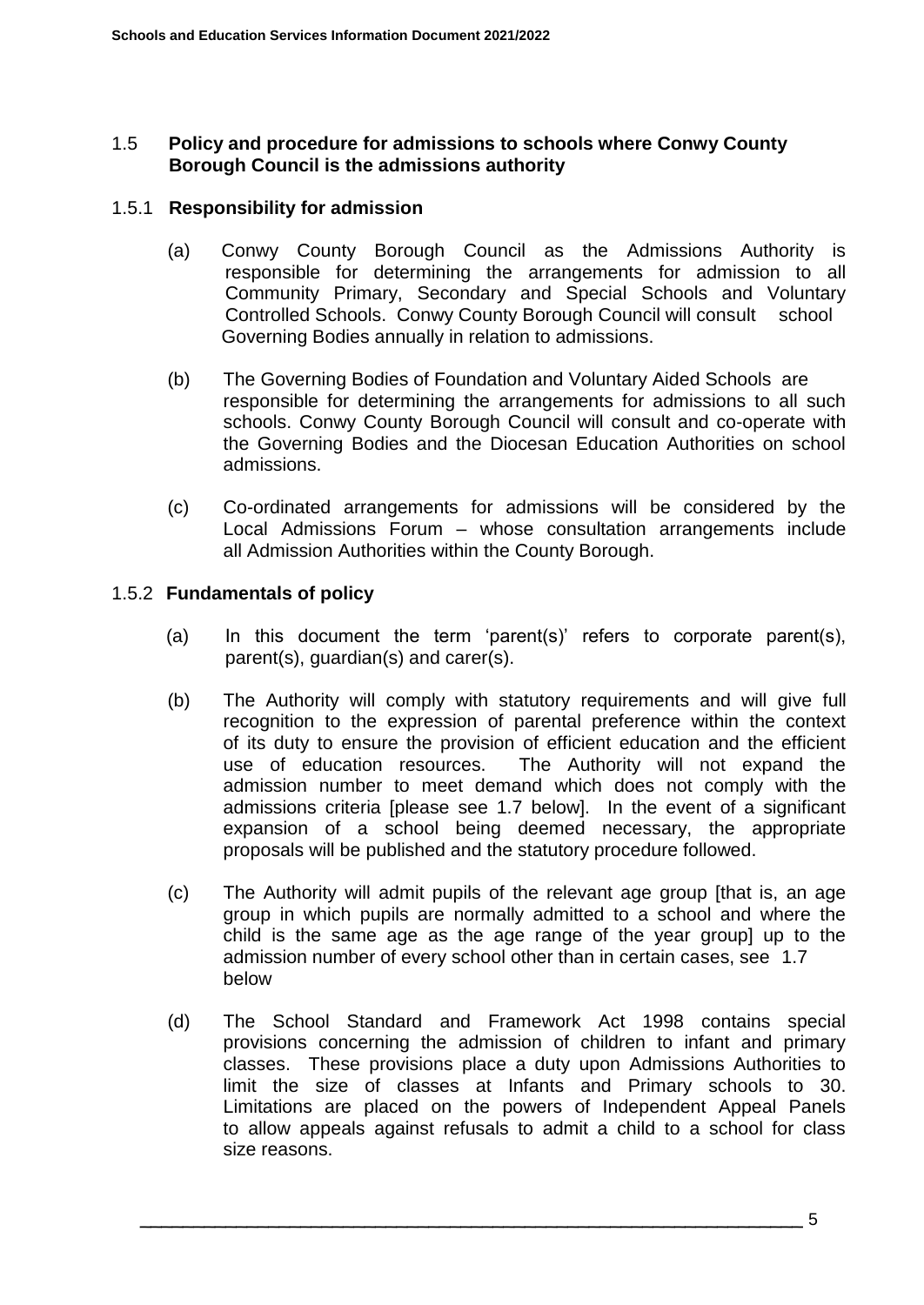## 1.5 Policy and procedure for admissions to schools where Conwy County Borough Council is the admissions authority

### 1.5.1 Responsibility for admission

(a) Conwy County Borough Council as the Admissions Authority is responsible for determining the arrangements for admission to all Community Primary, Secondary and Special Schools and Voluntary Controlled Schools. Conwy County Borough Council will consult school Governing Bodies annually in relation to admissions.

(b) The Governing Bodies of Foundation and Voluntary Aided Schools are responsible for determining the arrangements for admissions to all such schools. Conwy County Borough Council will consult and co-operate with the Governing Bodies and the Diocesan Education Authorities on school admissions.

(c) Co-ordinated arrangements for admissions will be considered by the Local Admissions Forum – whose consultation arrangements include all Admission Authorities within the County Borough.

### 1.5.2 Fundamentals of policy

(a) In this document the term 'parent(s)' refers to corporate parent(s), parent(s), guardian(s) and carer(s).

(b) The Authority will comply with statutory requirements and will give full recognition to the expression of parental preference within the context of its duty to ensure the provision of efficient education and the efficient use of education resources. The Authority will not expand the admission number to meet demand which does not comply with the admissions criteria [please see 1.7 below]. In the event of a significant expansion of a school being deemed necessary, the appropriate proposals will be published and the statutory procedure followed.

(c) The Authority will admit pupils of the relevant age group [that is, an age group in which pupils are normally admitted to a school and where the child is the same age as the age range of the year group] up to the admission number of every school other than in certain cases, see 1.7 below

(d) The School Standard and Framework Act 1998 contains special provisions concerning the admission of children to infant and primary classes. These provisions place a duty upon Admissions Authorities to limit the size of classes at Infants and Primary schools to 30. Limitations are placed on the powers of Independent Appeal Panels to allow appeals against refusals to admit a child to a school for class size reasons.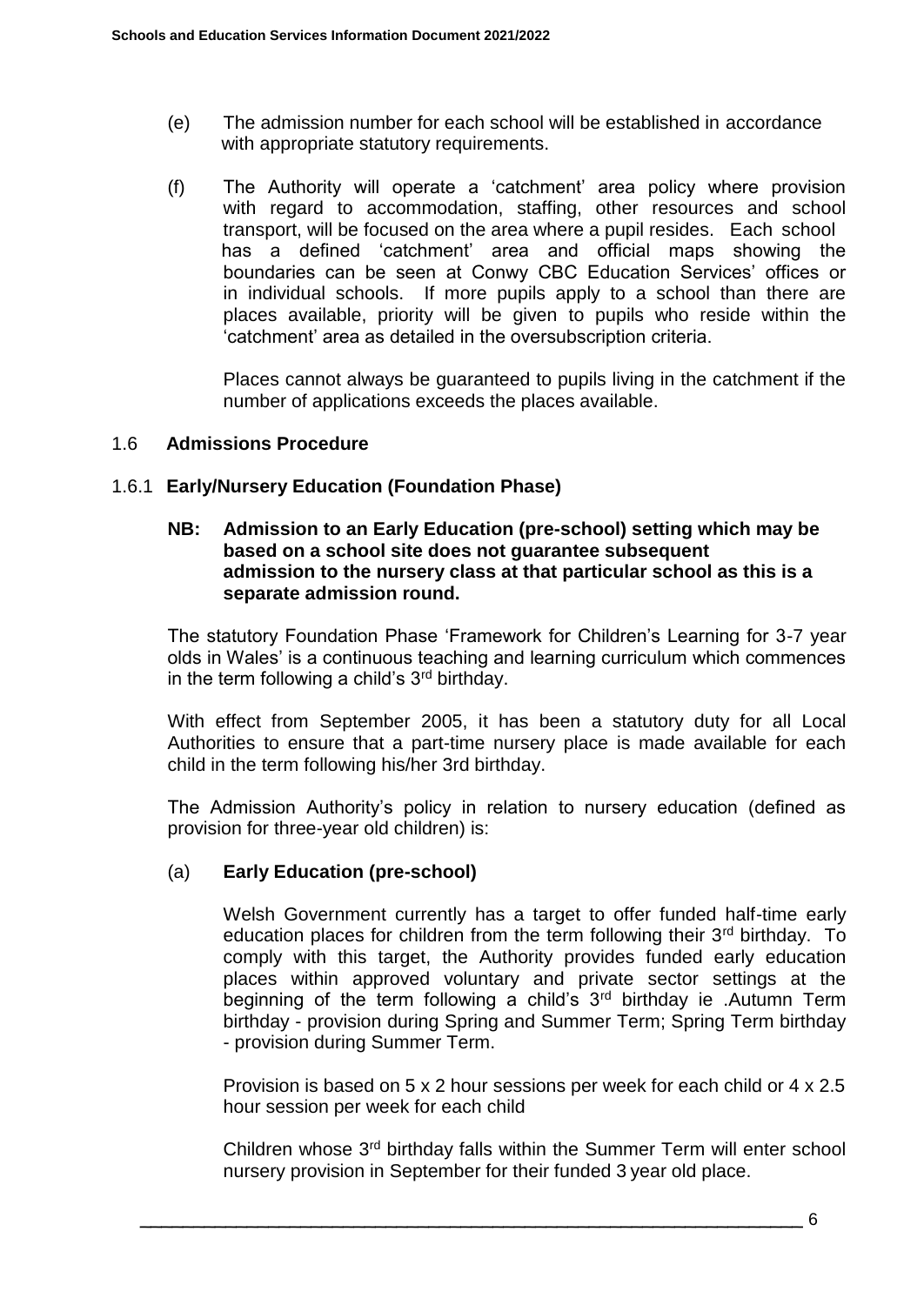(e) The admission number for each school will be established in accordance with appropriate statutory requirements.

(f) The Authority will operate a 'catchment' area policy where provision with regard to accommodation, staffing, other resources and school transport, will be focused on the area where a pupil resides. Each school has a defined 'catchment' area and official maps showing the boundaries can be seen at Conwy CBC Education Services' offices or in individual schools. If more pupils apply to a school than there are places available, priority will be given to pupils who reside within the 'catchment' area as detailed in the oversubscription criteria.

Places cannot always be guaranteed to pupils living in the catchment if the number of applications exceeds the places available.

## 1.6 Admissions Procedure

### 1.6.1 Early/Nursery Education (Foundation Phase)

**NB: Admission to an Early Education (pre-school) setting which may be based on a school site does not guarantee subsequent admission to the nursery class at that particular school as this is a separate admission round.**

The statutory Foundation Phase 'Framework for Children's Learning for 3-7 year olds in Wales' is a continuous teaching and learning curriculum which commences in the term following a child's 3rd birthday.

With effect from September 2005, it has been a statutory duty for all Local Authorities to ensure that a part-time nursery place is made available for each child in the term following his/her 3rd birthday.

The Admission Authority's policy in relation to nursery education (defined as provision for three-year old children) is:

(a) **Early Education (pre-school)**

Welsh Government currently has a target to offer funded half-time early education places for children from the term following their 3rd birthday. To comply with this target, the Authority provides funded early education places within approved voluntary and private sector settings at the beginning of the term following a child's 3rd birthday ie .Autumn Term birthday - provision during Spring and Summer Term; Spring Term birthday - provision during Summer Term.

Provision is based on 5 x 2 hour sessions per week for each child or 4 x 2.5 hour session per week for each child

Children whose 3rd birthday falls within the Summer Term will enter school nursery provision in September for their funded 3 year old place.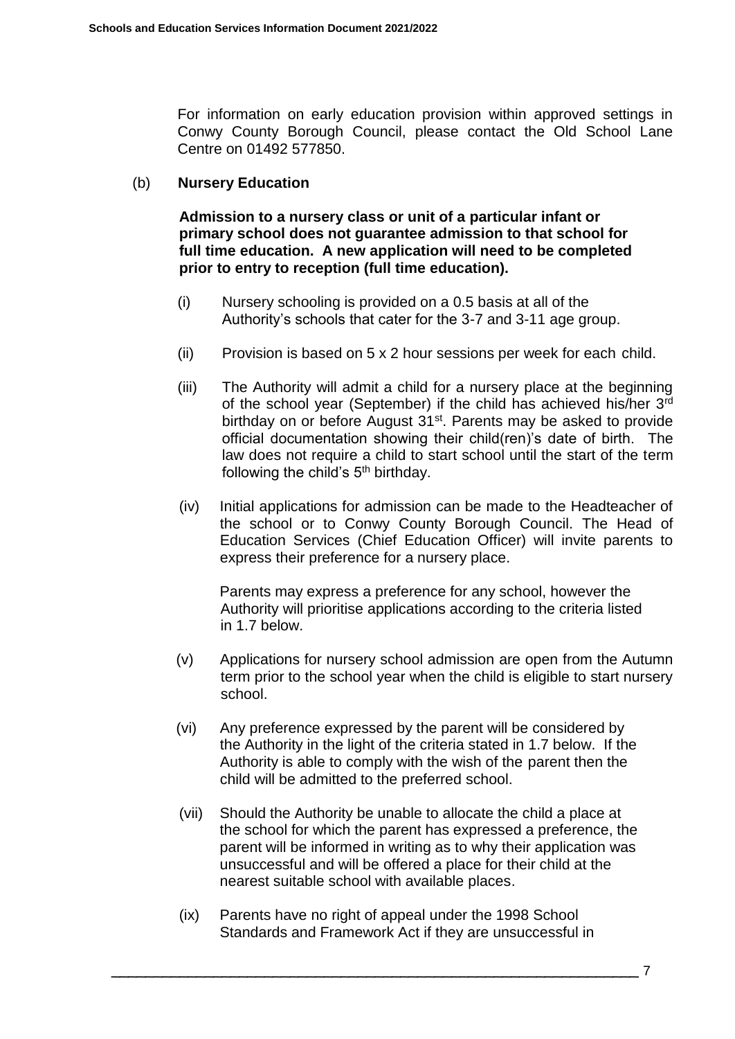For information on early education provision within approved settings in Conwy County Borough Council, please contact the Old School Lane Centre on 01492 577850.

(b) **Nursery Education**

**Admission to a nursery class or unit of a particular infant or primary school does not guarantee admission to that school for full time education. A new application will need to be completed prior to entry to reception (full time education).**

(i) Nursery schooling is provided on a 0.5 basis at all of the Authority's schools that cater for the 3-7 and 3-11 age group.

(ii) Provision is based on 5 x 2 hour sessions per week for each child.

(iii) The Authority will admit a child for a nursery place at the beginning of the school year (September) if the child has achieved his/her 3rd birthday on or before August 31st. Parents may be asked to provide official documentation showing their child(ren)'s date of birth. The law does not require a child to start school until the start of the term following the child's 5th birthday.

(iv) Initial applications for admission can be made to the Headteacher of the school or to Conwy County Borough Council. The Head of Education Services (Chief Education Officer) will invite parents to express their preference for a nursery place.

Parents may express a preference for any school, however the Authority will prioritise applications according to the criteria listed in 1.7 below.

(v) Applications for nursery school admission are open from the Autumn term prior to the school year when the child is eligible to start nursery school.

(vi) Any preference expressed by the parent will be considered by the Authority in the light of the criteria stated in 1.7 below. If the Authority is able to comply with the wish of the parent then the child will be admitted to the preferred school.

(vii) Should the Authority be unable to allocate the child a place at the school for which the parent has expressed a preference, the parent will be informed in writing as to why their application was unsuccessful and will be offered a place for their child at the nearest suitable school with available places.

(ix) Parents have no right of appeal under the 1998 School Standards and Framework Act if they are unsuccessful in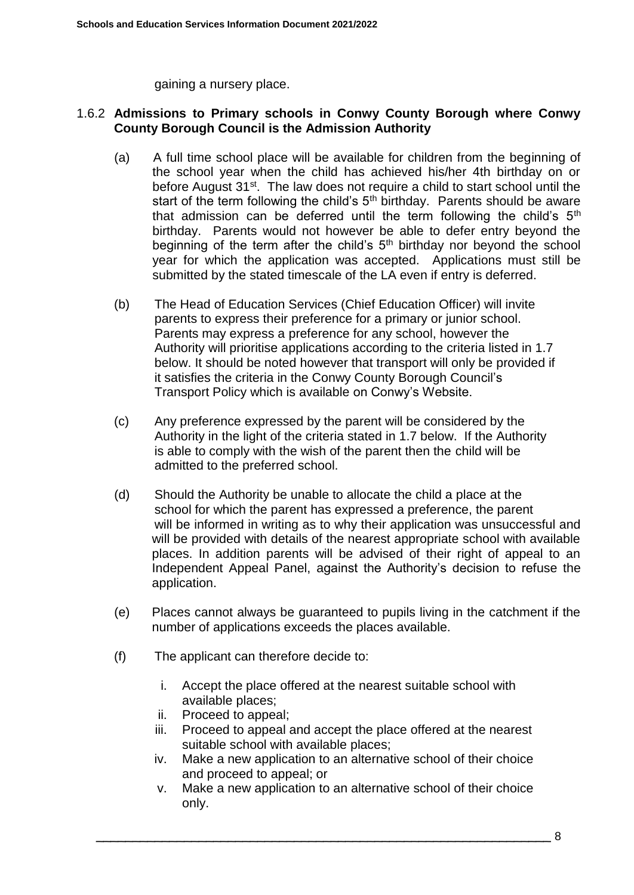gaining a nursery place.

### 1.6.2 Admissions to Primary schools in Conwy County Borough where Conwy County Borough Council is the Admission Authority

(a) A full time school place will be available for children from the beginning of the school year when the child has achieved his/her 4th birthday on or before August 31st. The law does not require a child to start school until the start of the term following the child's 5th birthday. Parents should be aware that admission can be deferred until the term following the child's 5th birthday. Parents would not however be able to defer entry beyond the beginning of the term after the child's 5th birthday nor beyond the school year for which the application was accepted. Applications must still be submitted by the stated timescale of the LA even if entry is deferred.

(b) The Head of Education Services (Chief Education Officer) will invite parents to express their preference for a primary or junior school. Parents may express a preference for any school, however the Authority will prioritise applications according to the criteria listed in 1.7 below. It should be noted however that transport will only be provided if it satisfies the criteria in the Conwy County Borough Council's Transport Policy which is available on Conwy's Website.

(c) Any preference expressed by the parent will be considered by the Authority in the light of the criteria stated in 1.7 below. If the Authority is able to comply with the wish of the parent then the child will be admitted to the preferred school.

(d) Should the Authority be unable to allocate the child a place at the school for which the parent has expressed a preference, the parent will be informed in writing as to why their application was unsuccessful and will be provided with details of the nearest appropriate school with available places. In addition parents will be advised of their right of appeal to an Independent Appeal Panel, against the Authority's decision to refuse the application.

(e) Places cannot always be guaranteed to pupils living in the catchment if the number of applications exceeds the places available.

(f) The applicant can therefore decide to:

i. Accept the place offered at the nearest suitable school with available places;
ii. Proceed to appeal;
iii. Proceed to appeal and accept the place offered at the nearest suitable school with available places;
iv. Make a new application to an alternative school of their choice and proceed to appeal; or
v. Make a new application to an alternative school of their choice only.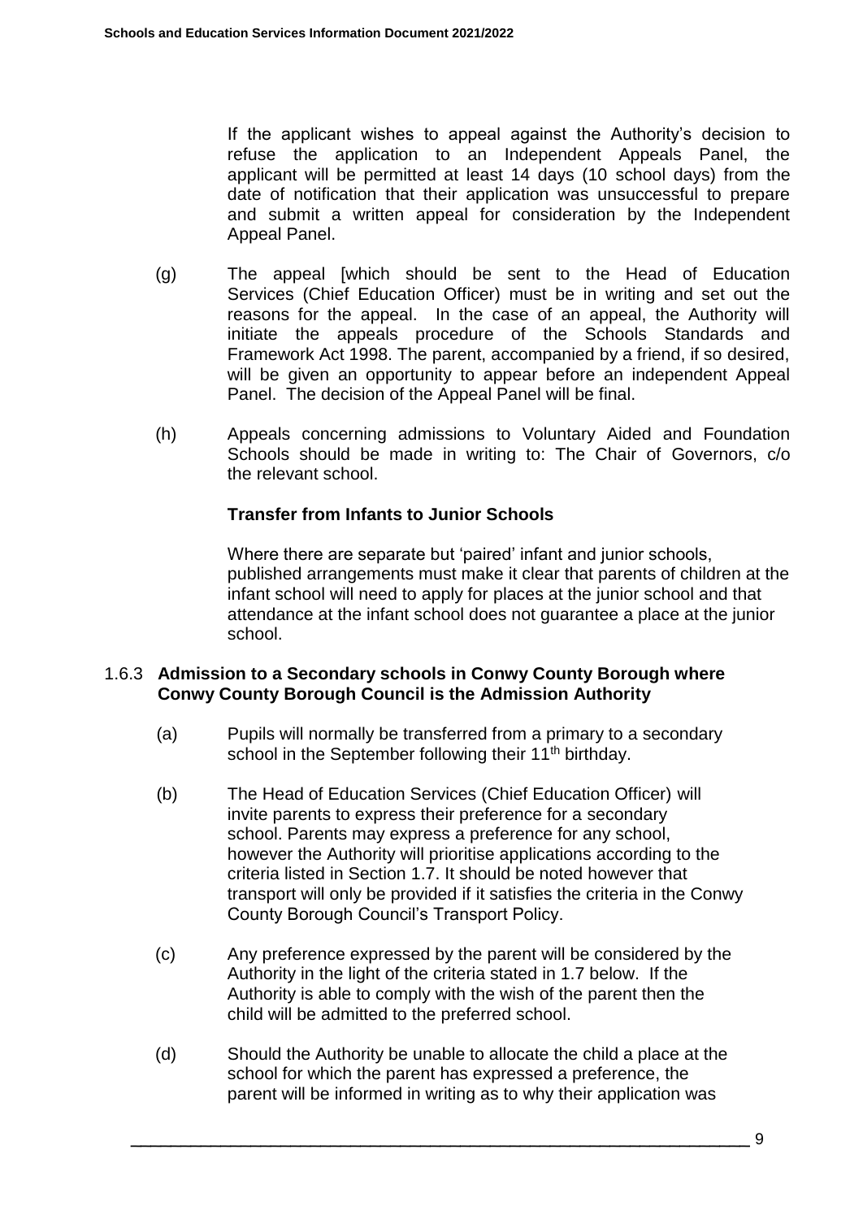If the applicant wishes to appeal against the Authority's decision to refuse the application to an Independent Appeals Panel, the applicant will be permitted at least 14 days (10 school days) from the date of notification that their application was unsuccessful to prepare and submit a written appeal for consideration by the Independent Appeal Panel.

(g) The appeal [which should be sent to the Head of Education Services (Chief Education Officer) must be in writing and set out the reasons for the appeal. In the case of an appeal, the Authority will initiate the appeals procedure of the Schools Standards and Framework Act 1998. The parent, accompanied by a friend, if so desired, will be given an opportunity to appear before an independent Appeal Panel. The decision of the Appeal Panel will be final.

(h) Appeals concerning admissions to Voluntary Aided and Foundation Schools should be made in writing to: The Chair of Governors, c/o the relevant school.

**Transfer from Infants to Junior Schools**

Where there are separate but 'paired' infant and junior schools, published arrangements must make it clear that parents of children at the infant school will need to apply for places at the junior school and that attendance at the infant school does not guarantee a place at the junior school.

### 1.6.3 Admission to a Secondary schools in Conwy County Borough where Conwy County Borough Council is the Admission Authority

(a) Pupils will normally be transferred from a primary to a secondary school in the September following their 11th birthday.

(b) The Head of Education Services (Chief Education Officer) will invite parents to express their preference for a secondary school. Parents may express a preference for any school, however the Authority will prioritise applications according to the criteria listed in Section 1.7. It should be noted however that transport will only be provided if it satisfies the criteria in the Conwy County Borough Council's Transport Policy.

(c) Any preference expressed by the parent will be considered by the Authority in the light of the criteria stated in 1.7 below. If the Authority is able to comply with the wish of the parent then the child will be admitted to the preferred school.

(d) Should the Authority be unable to allocate the child a place at the school for which the parent has expressed a preference, the parent will be informed in writing as to why their application was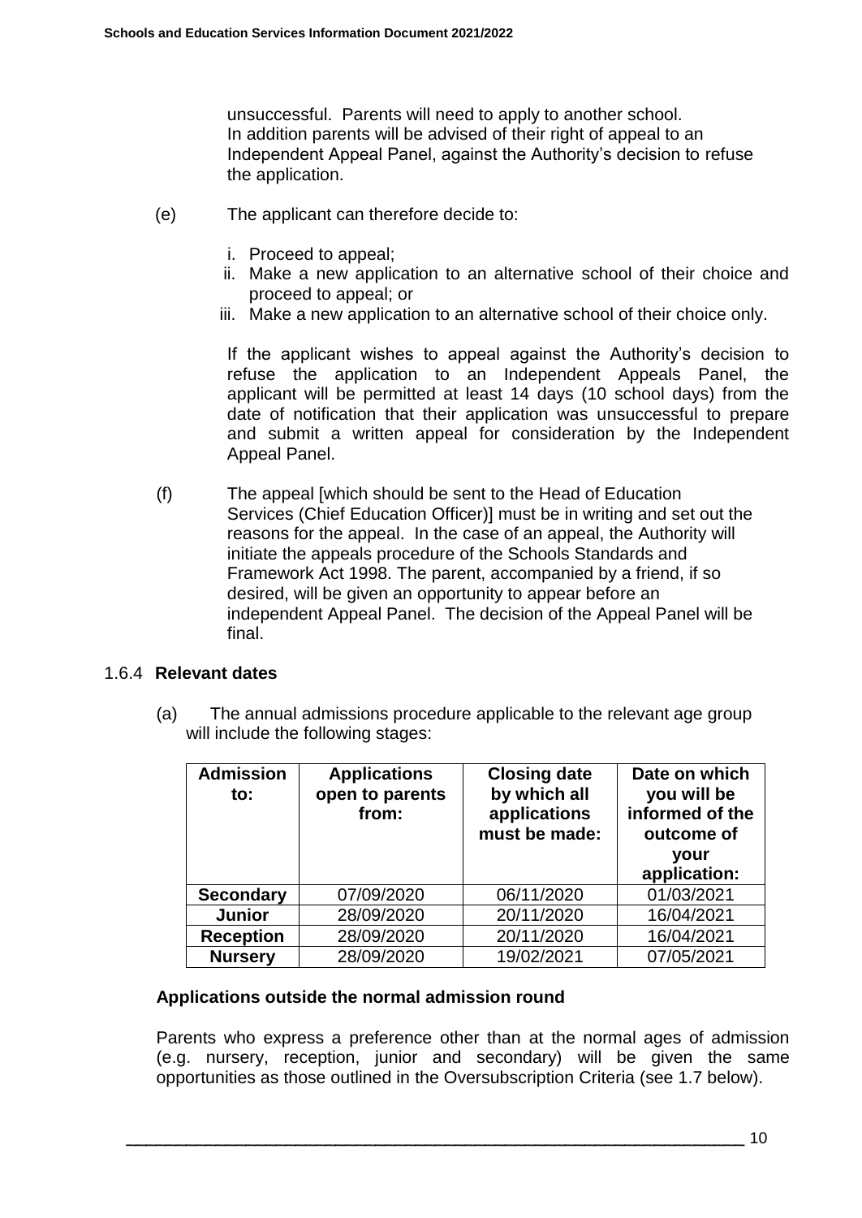unsuccessful. Parents will need to apply to another school. In addition parents will be advised of their right of appeal to an Independent Appeal Panel, against the Authority's decision to refuse the application.

(e) The applicant can therefore decide to:

i. Proceed to appeal;
ii. Make a new application to an alternative school of their choice and proceed to appeal; or
iii. Make a new application to an alternative school of their choice only.

If the applicant wishes to appeal against the Authority's decision to refuse the application to an Independent Appeals Panel, the applicant will be permitted at least 14 days (10 school days) from the date of notification that their application was unsuccessful to prepare and submit a written appeal for consideration by the Independent Appeal Panel.

(f) The appeal [which should be sent to the Head of Education Services (Chief Education Officer)] must be in writing and set out the reasons for the appeal. In the case of an appeal, the Authority will initiate the appeals procedure of the Schools Standards and Framework Act 1998. The parent, accompanied by a friend, if so desired, will be given an opportunity to appear before an independent Appeal Panel. The decision of the Appeal Panel will be final.

### 1.6.4 **Relevant dates**

(a) The annual admissions procedure applicable to the relevant age group will include the following stages:

| Admission to: | Applications open to parents from: | Closing date by which all applications must be made: | Date on which you will be informed of the outcome of your application: |
|---|---|---|---|
| **Secondary** | 07/09/2020 | 06/11/2020 | 01/03/2021 |
| **Junior** | 28/09/2020 | 20/11/2020 | 16/04/2021 |
| **Reception** | 28/09/2020 | 20/11/2020 | 16/04/2021 |
| **Nursery** | 28/09/2020 | 19/02/2021 | 07/05/2021 |

**Applications outside the normal admission round**

Parents who express a preference other than at the normal ages of admission (e.g. nursery, reception, junior and secondary) will be given the same opportunities as those outlined in the Oversubscription Criteria (see 1.7 below).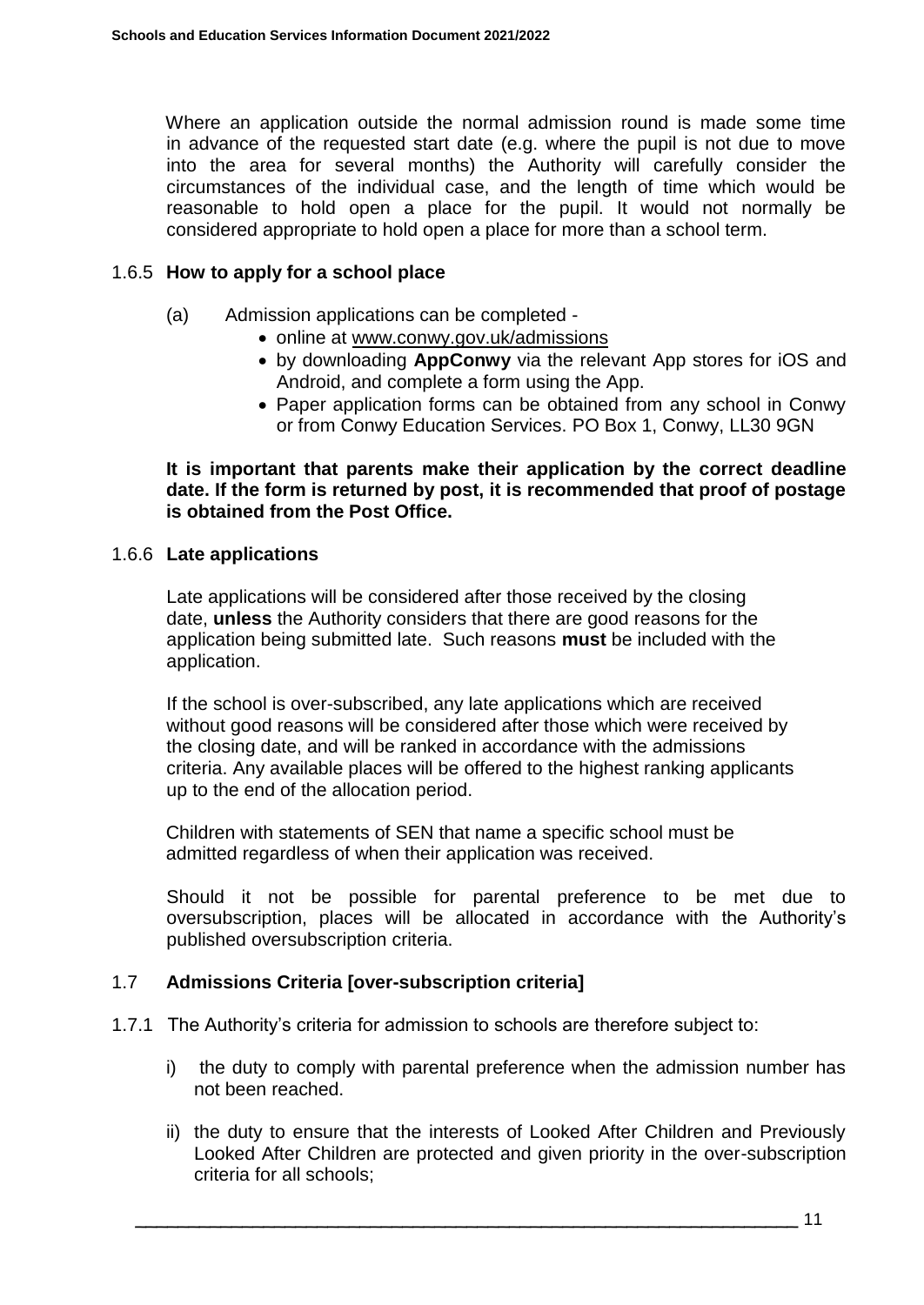Where an application outside the normal admission round is made some time in advance of the requested start date (e.g. where the pupil is not due to move into the area for several months) the Authority will carefully consider the circumstances of the individual case, and the length of time which would be reasonable to hold open a place for the pupil. It would not normally be considered appropriate to hold open a place for more than a school term.

### 1.6.5 How to apply for a school place

(a) Admission applications can be completed -

- online at www.conwy.gov.uk/admissions
- by downloading **AppConwy** via the relevant App stores for iOS and Android, and complete a form using the App.
- Paper application forms can be obtained from any school in Conwy or from Conwy Education Services. PO Box 1, Conwy, LL30 9GN

**It is important that parents make their application by the correct deadline date. If the form is returned by post, it is recommended that proof of postage is obtained from the Post Office.**

### 1.6.6 Late applications

Late applications will be considered after those received by the closing date, **unless** the Authority considers that there are good reasons for the application being submitted late. Such reasons **must** be included with the application.

If the school is over-subscribed, any late applications which are received without good reasons will be considered after those which were received by the closing date, and will be ranked in accordance with the admissions criteria. Any available places will be offered to the highest ranking applicants up to the end of the allocation period.

Children with statements of SEN that name a specific school must be admitted regardless of when their application was received.

Should it not be possible for parental preference to be met due to oversubscription, places will be allocated in accordance with the Authority's published oversubscription criteria.

## 1.7 Admissions Criteria [over-subscription criteria]

1.7.1 The Authority's criteria for admission to schools are therefore subject to:

i) the duty to comply with parental preference when the admission number has not been reached.

ii) the duty to ensure that the interests of Looked After Children and Previously Looked After Children are protected and given priority in the over-subscription criteria for all schools;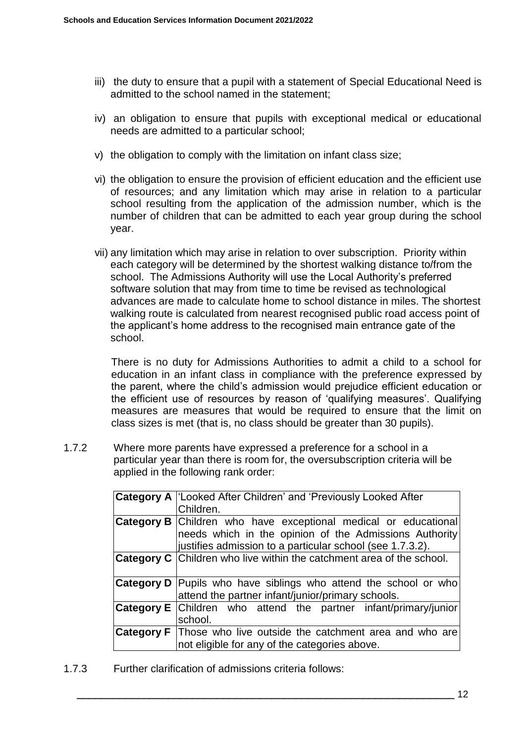iii) the duty to ensure that a pupil with a statement of Special Educational Need is admitted to the school named in the statement;

iv) an obligation to ensure that pupils with exceptional medical or educational needs are admitted to a particular school;

v) the obligation to comply with the limitation on infant class size;

vi) the obligation to ensure the provision of efficient education and the efficient use of resources; and any limitation which may arise in relation to a particular school resulting from the application of the admission number, which is the number of children that can be admitted to each year group during the school year.

vii) any limitation which may arise in relation to over subscription. Priority within each category will be determined by the shortest walking distance to/from the school. The Admissions Authority will use the Local Authority's preferred software solution that may from time to time be revised as technological advances are made to calculate home to school distance in miles. The shortest walking route is calculated from nearest recognised public road access point of the applicant's home address to the recognised main entrance gate of the school.

There is no duty for Admissions Authorities to admit a child to a school for education in an infant class in compliance with the preference expressed by the parent, where the child's admission would prejudice efficient education or the efficient use of resources by reason of 'qualifying measures'. Qualifying measures are measures that would be required to ensure that the limit on class sizes is met (that is, no class should be greater than 30 pupils).

1.7.2 Where more parents have expressed a preference for a school in a particular year than there is room for, the oversubscription criteria will be applied in the following rank order:

| | |
|---|---|
| **Category A** | 'Looked After Children' and 'Previously Looked After Children. |
| **Category B** | Children who have exceptional medical or educational needs which in the opinion of the Admissions Authority justifies admission to a particular school (see 1.7.3.2). |
| **Category C** | Children who live within the catchment area of the school. |
| **Category D** | Pupils who have siblings who attend the school or who attend the partner infant/junior/primary schools. |
| **Category E** | Children who attend the partner infant/primary/junior school. |
| **Category F** | Those who live outside the catchment area and who are not eligible for any of the categories above. |

1.7.3 Further clarification of admissions criteria follows: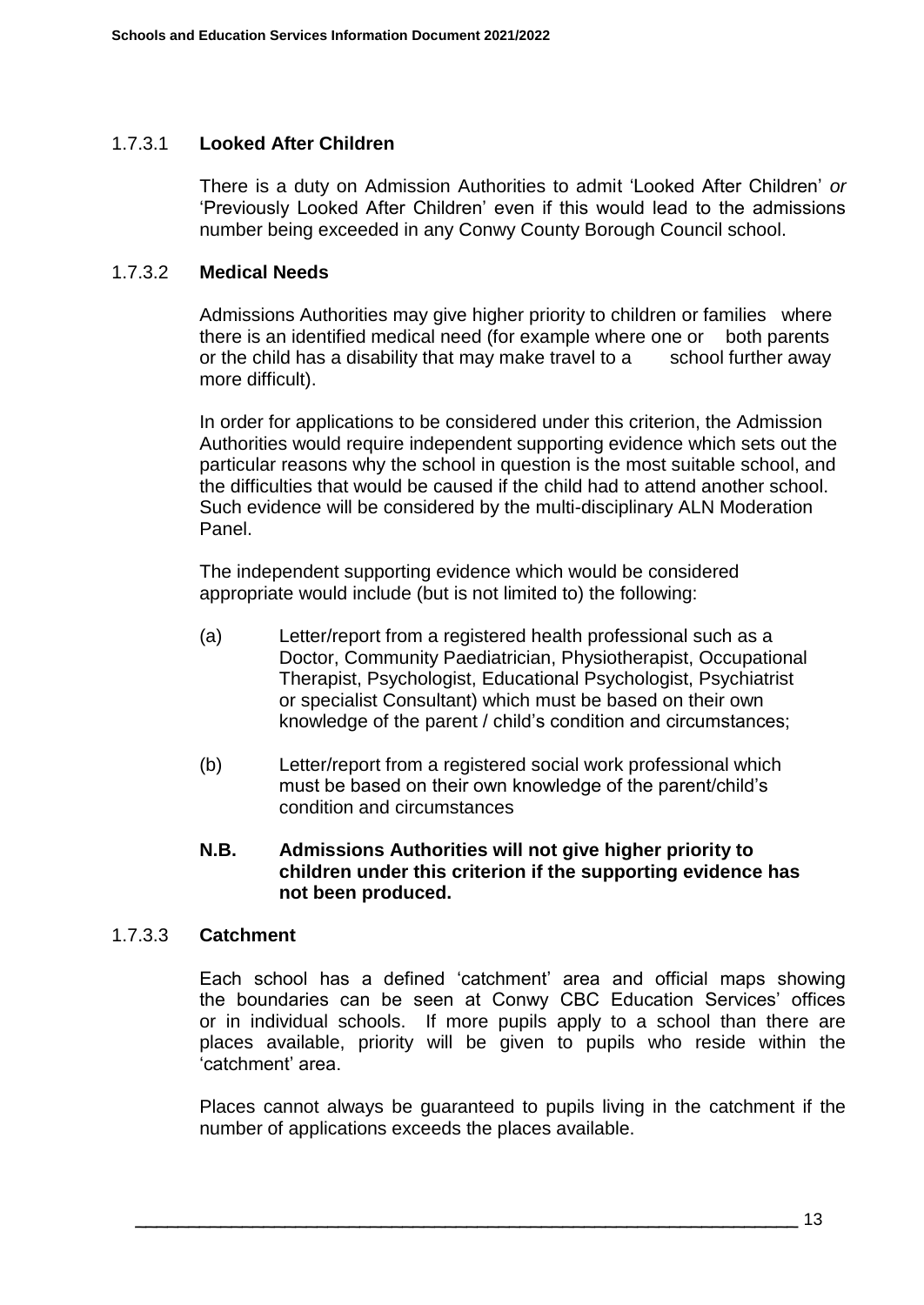### 1.7.3.1 **Looked After Children**

There is a duty on Admission Authorities to admit 'Looked After Children' *or* 'Previously Looked After Children' even if this would lead to the admissions number being exceeded in any Conwy County Borough Council school.

### 1.7.3.2 **Medical Needs**

Admissions Authorities may give higher priority to children or families where there is an identified medical need (for example where one or both parents or the child has a disability that may make travel to a school further away more difficult).

In order for applications to be considered under this criterion, the Admission Authorities would require independent supporting evidence which sets out the particular reasons why the school in question is the most suitable school, and the difficulties that would be caused if the child had to attend another school. Such evidence will be considered by the multi-disciplinary ALN Moderation Panel.

The independent supporting evidence which would be considered appropriate would include (but is not limited to) the following:

(a) Letter/report from a registered health professional such as a Doctor, Community Paediatrician, Physiotherapist, Occupational Therapist, Psychologist, Educational Psychologist, Psychiatrist or specialist Consultant) which must be based on their own knowledge of the parent / child's condition and circumstances;

(b) Letter/report from a registered social work professional which must be based on their own knowledge of the parent/child's condition and circumstances

**N.B. Admissions Authorities will not give higher priority to children under this criterion if the supporting evidence has not been produced.**

### 1.7.3.3 **Catchment**

Each school has a defined 'catchment' area and official maps showing the boundaries can be seen at Conwy CBC Education Services' offices or in individual schools. If more pupils apply to a school than there are places available, priority will be given to pupils who reside within the 'catchment' area.

Places cannot always be guaranteed to pupils living in the catchment if the number of applications exceeds the places available.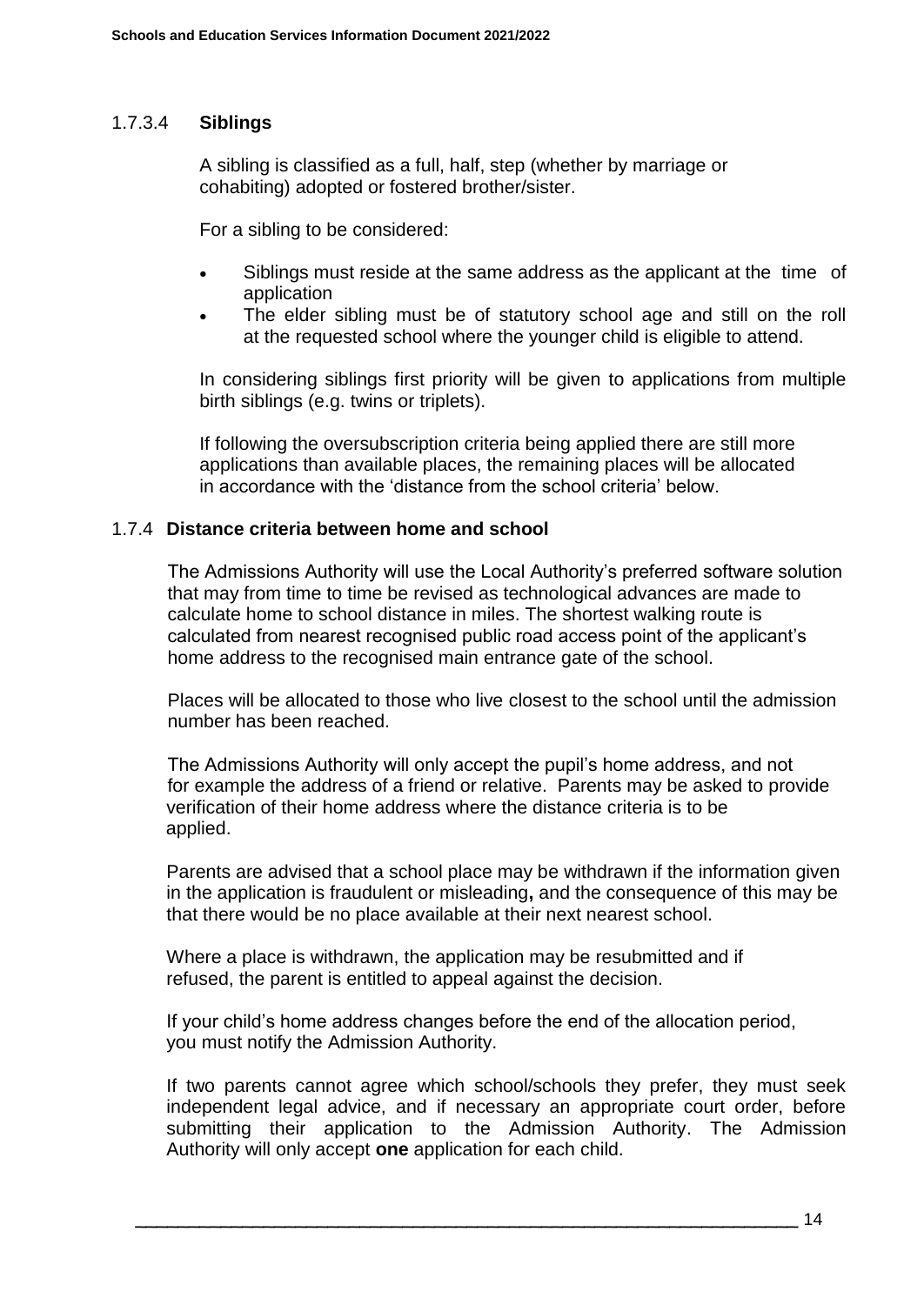#### 1.7.3.4 **Siblings**

A sibling is classified as a full, half, step (whether by marriage or cohabiting) adopted or fostered brother/sister.

For a sibling to be considered:

- Siblings must reside at the same address as the applicant at the time of application
- The elder sibling must be of statutory school age and still on the roll at the requested school where the younger child is eligible to attend.

In considering siblings first priority will be given to applications from multiple birth siblings (e.g. twins or triplets).

If following the oversubscription criteria being applied there are still more applications than available places, the remaining places will be allocated in accordance with the 'distance from the school criteria' below.

### 1.7.4 **Distance criteria between home and school**

The Admissions Authority will use the Local Authority's preferred software solution that may from time to time be revised as technological advances are made to calculate home to school distance in miles. The shortest walking route is calculated from nearest recognised public road access point of the applicant's home address to the recognised main entrance gate of the school.

Places will be allocated to those who live closest to the school until the admission number has been reached.

The Admissions Authority will only accept the pupil's home address, and not for example the address of a friend or relative. Parents may be asked to provide verification of their home address where the distance criteria is to be applied.

Parents are advised that a school place may be withdrawn if the information given in the application is fraudulent or misleading**,** and the consequence of this may be that there would be no place available at their next nearest school.

Where a place is withdrawn, the application may be resubmitted and if refused, the parent is entitled to appeal against the decision.

If your child's home address changes before the end of the allocation period, you must notify the Admission Authority.

If two parents cannot agree which school/schools they prefer, they must seek independent legal advice, and if necessary an appropriate court order, before submitting their application to the Admission Authority. The Admission Authority will only accept **one** application for each child.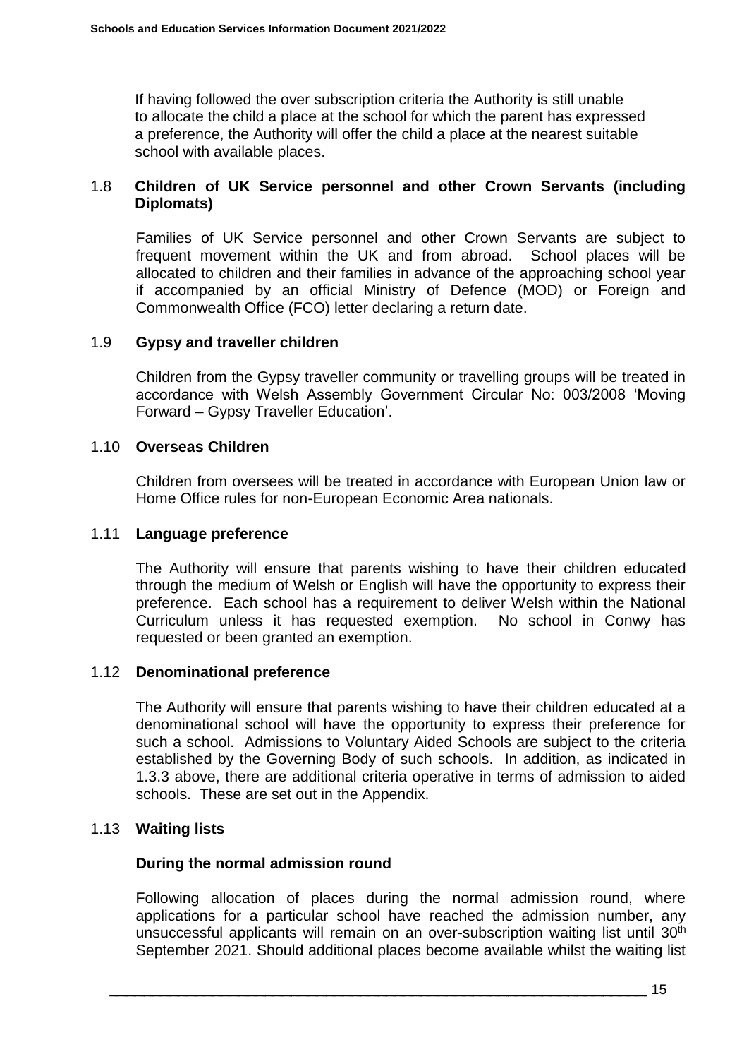If having followed the over subscription criteria the Authority is still unable to allocate the child a place at the school for which the parent has expressed a preference, the Authority will offer the child a place at the nearest suitable school with available places.

### 1.8 Children of UK Service personnel and other Crown Servants (including Diplomats)

Families of UK Service personnel and other Crown Servants are subject to frequent movement within the UK and from abroad. School places will be allocated to children and their families in advance of the approaching school year if accompanied by an official Ministry of Defence (MOD) or Foreign and Commonwealth Office (FCO) letter declaring a return date.

### 1.9 Gypsy and traveller children

Children from the Gypsy traveller community or travelling groups will be treated in accordance with Welsh Assembly Government Circular No: 003/2008 'Moving Forward – Gypsy Traveller Education'.

### 1.10 Overseas Children

Children from oversees will be treated in accordance with European Union law or Home Office rules for non-European Economic Area nationals.

### 1.11 Language preference

The Authority will ensure that parents wishing to have their children educated through the medium of Welsh or English will have the opportunity to express their preference. Each school has a requirement to deliver Welsh within the National Curriculum unless it has requested exemption. No school in Conwy has requested or been granted an exemption.

### 1.12 Denominational preference

The Authority will ensure that parents wishing to have their children educated at a denominational school will have the opportunity to express their preference for such a school. Admissions to Voluntary Aided Schools are subject to the criteria established by the Governing Body of such schools. In addition, as indicated in 1.3.3 above, there are additional criteria operative in terms of admission to aided schools. These are set out in the Appendix.

### 1.13 Waiting lists

**During the normal admission round**

Following allocation of places during the normal admission round, where applications for a particular school have reached the admission number, any unsuccessful applicants will remain on an over-subscription waiting list until 30th September 2021. Should additional places become available whilst the waiting list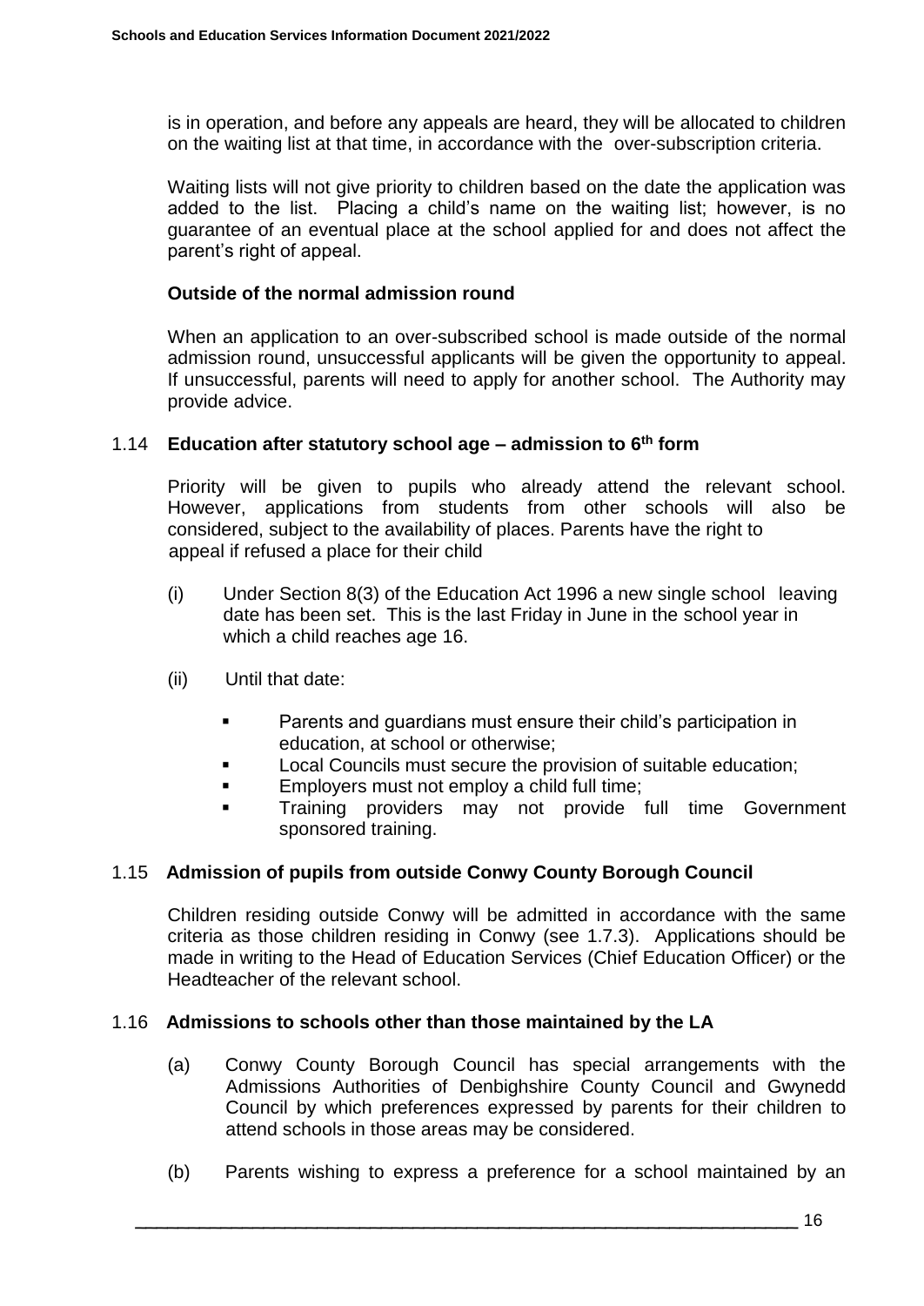is in operation, and before any appeals are heard, they will be allocated to children on the waiting list at that time, in accordance with the over-subscription criteria.

Waiting lists will not give priority to children based on the date the application was added to the list. Placing a child's name on the waiting list; however, is no guarantee of an eventual place at the school applied for and does not affect the parent's right of appeal.

**Outside of the normal admission round**

When an application to an over-subscribed school is made outside of the normal admission round, unsuccessful applicants will be given the opportunity to appeal. If unsuccessful, parents will need to apply for another school. The Authority may provide advice.

### 1.14 Education after statutory school age – admission to 6th form

Priority will be given to pupils who already attend the relevant school. However, applications from students from other schools will also be considered, subject to the availability of places. Parents have the right to appeal if refused a place for their child

(i) Under Section 8(3) of the Education Act 1996 a new single school leaving date has been set. This is the last Friday in June in the school year in which a child reaches age 16.

(ii) Until that date:

- Parents and guardians must ensure their child's participation in education, at school or otherwise;
- Local Councils must secure the provision of suitable education;
- Employers must not employ a child full time;
- Training providers may not provide full time Government sponsored training.

### 1.15 Admission of pupils from outside Conwy County Borough Council

Children residing outside Conwy will be admitted in accordance with the same criteria as those children residing in Conwy (see 1.7.3). Applications should be made in writing to the Head of Education Services (Chief Education Officer) or the Headteacher of the relevant school.

### 1.16 Admissions to schools other than those maintained by the LA

(a) Conwy County Borough Council has special arrangements with the Admissions Authorities of Denbighshire County Council and Gwynedd Council by which preferences expressed by parents for their children to attend schools in those areas may be considered.

(b) Parents wishing to express a preference for a school maintained by an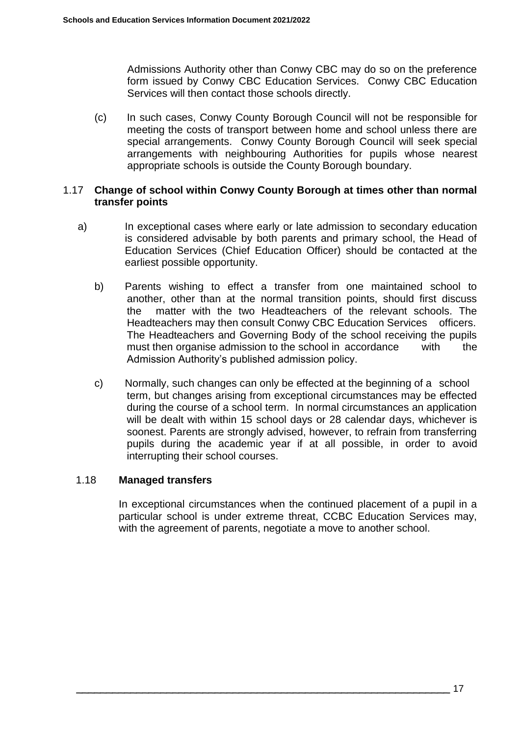Admissions Authority other than Conwy CBC may do so on the preference form issued by Conwy CBC Education Services. Conwy CBC Education Services will then contact those schools directly.

(c) In such cases, Conwy County Borough Council will not be responsible for meeting the costs of transport between home and school unless there are special arrangements. Conwy County Borough Council will seek special arrangements with neighbouring Authorities for pupils whose nearest appropriate schools is outside the County Borough boundary.

## 1.17 Change of school within Conwy County Borough at times other than normal transfer points

a) In exceptional cases where early or late admission to secondary education is considered advisable by both parents and primary school, the Head of Education Services (Chief Education Officer) should be contacted at the earliest possible opportunity.

b) Parents wishing to effect a transfer from one maintained school to another, other than at the normal transition points, should first discuss the matter with the two Headteachers of the relevant schools. The Headteachers may then consult Conwy CBC Education Services officers. The Headteachers and Governing Body of the school receiving the pupils must then organise admission to the school in accordance with the Admission Authority's published admission policy.

c) Normally, such changes can only be effected at the beginning of a school term, but changes arising from exceptional circumstances may be effected during the course of a school term. In normal circumstances an application will be dealt with within 15 school days or 28 calendar days, whichever is soonest. Parents are strongly advised, however, to refrain from transferring pupils during the academic year if at all possible, in order to avoid interrupting their school courses.

## 1.18 Managed transfers

In exceptional circumstances when the continued placement of a pupil in a particular school is under extreme threat, CCBC Education Services may, with the agreement of parents, negotiate a move to another school.